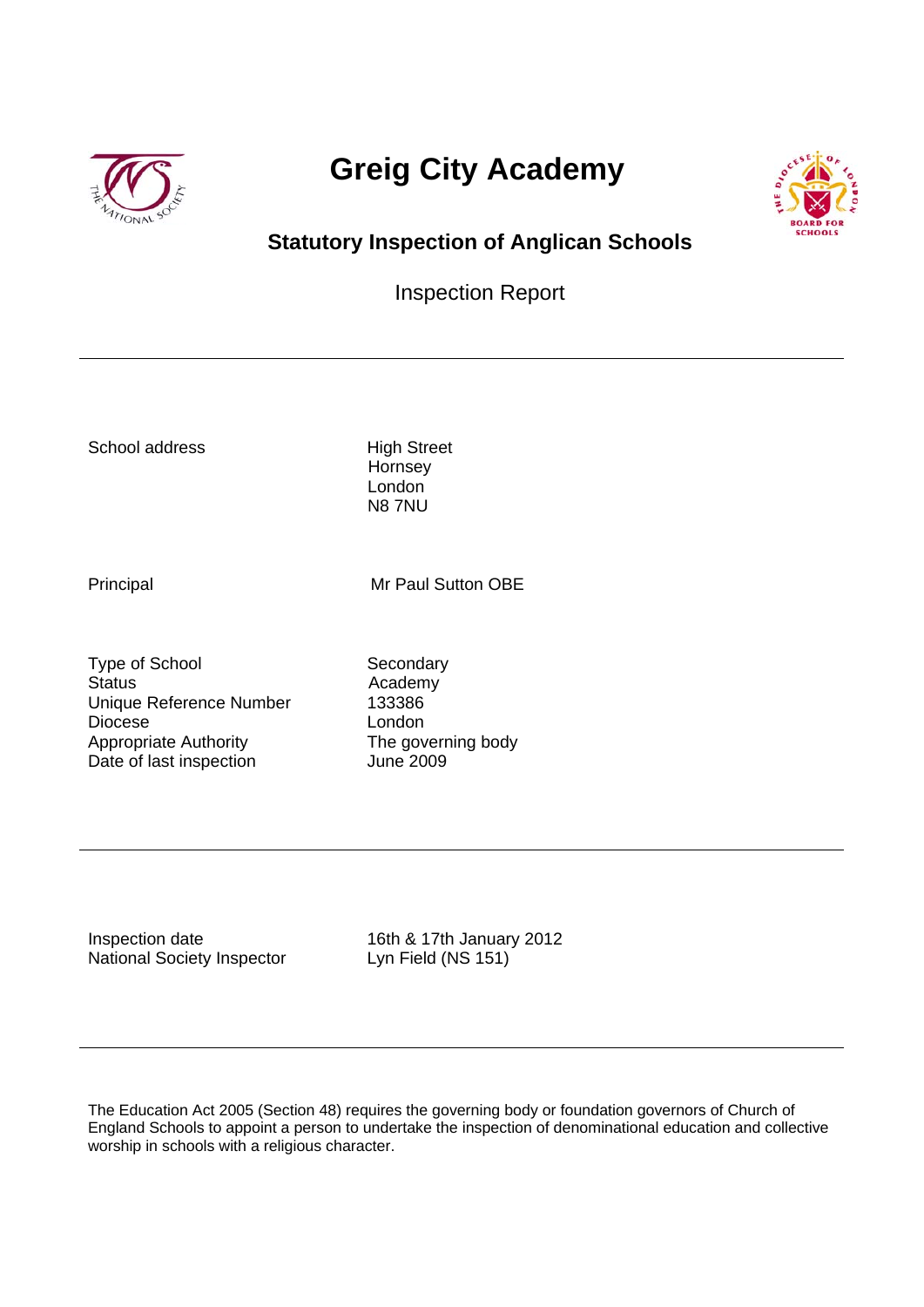# Greig City Academy

## Statutory Inspection of Anglican Schools

Inspection Report

---

| | |
|---|---|
| School address | High Street<br>Hornsey<br>London<br>N8 7NU |
| Principal | Mr Paul Sutton OBE |
| Type of School | Secondary |
| Status | Academy |
| Unique Reference Number | 133386 |
| Diocese | London |
| Appropriate Authority | The governing body |
| Date of last inspection | June 2009 |

---

| | |
|---|---|
| Inspection date | 16th & 17th January 2012 |
| National Society Inspector | Lyn Field (NS 151) |

---

The Education Act 2005 (Section 48) requires the governing body or foundation governors of Church of England Schools to appoint a person to undertake the inspection of denominational education and collective worship in schools with a religious character.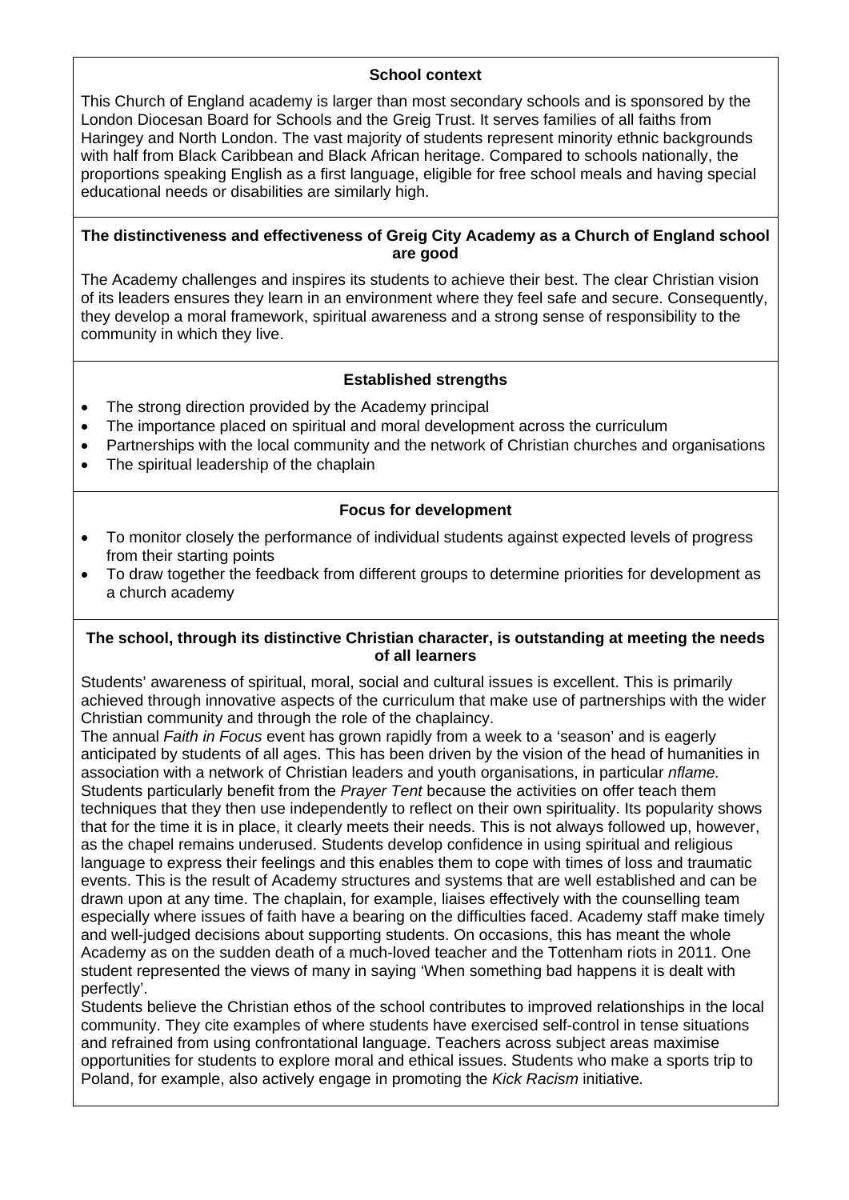## School context

This Church of England academy is larger than most secondary schools and is sponsored by the London Diocesan Board for Schools and the Greig Trust. It serves families of all faiths from Haringey and North London. The vast majority of students represent minority ethnic backgrounds with half from Black Caribbean and Black African heritage. Compared to schools nationally, the proportions speaking English as a first language, eligible for free school meals and having special educational needs or disabilities are similarly high.

## The distinctiveness and effectiveness of Greig City Academy as a Church of England school are good

The Academy challenges and inspires its students to achieve their best. The clear Christian vision of its leaders ensures they learn in an environment where they feel safe and secure. Consequently, they develop a moral framework, spiritual awareness and a strong sense of responsibility to the community in which they live.

## Established strengths

- The strong direction provided by the Academy principal
- The importance placed on spiritual and moral development across the curriculum
- Partnerships with the local community and the network of Christian churches and organisations
- The spiritual leadership of the chaplain

## Focus for development

- To monitor closely the performance of individual students against expected levels of progress from their starting points
- To draw together the feedback from different groups to determine priorities for development as a church academy

## The school, through its distinctive Christian character, is outstanding at meeting the needs of all learners

Students' awareness of spiritual, moral, social and cultural issues is excellent. This is primarily achieved through innovative aspects of the curriculum that make use of partnerships with the wider Christian community and through the role of the chaplaincy.

The annual *Faith in Focus* event has grown rapidly from a week to a 'season' and is eagerly anticipated by students of all ages. This has been driven by the vision of the head of humanities in association with a network of Christian leaders and youth organisations, in particular *nflame.* Students particularly benefit from the *Prayer Tent* because the activities on offer teach them techniques that they then use independently to reflect on their own spirituality. Its popularity shows that for the time it is in place, it clearly meets their needs. This is not always followed up, however, as the chapel remains underused. Students develop confidence in using spiritual and religious language to express their feelings and this enables them to cope with times of loss and traumatic events. This is the result of Academy structures and systems that are well established and can be drawn upon at any time. The chaplain, for example, liaises effectively with the counselling team especially where issues of faith have a bearing on the difficulties faced. Academy staff make timely and well-judged decisions about supporting students. On occasions, this has meant the whole Academy as on the sudden death of a much-loved teacher and the Tottenham riots in 2011. One student represented the views of many in saying 'When something bad happens it is dealt with perfectly'.

Students believe the Christian ethos of the school contributes to improved relationships in the local community. They cite examples of where students have exercised self-control in tense situations and refrained from using confrontational language. Teachers across subject areas maximise opportunities for students to explore moral and ethical issues. Students who make a sports trip to Poland, for example, also actively engage in promoting the *Kick Racism* initiative.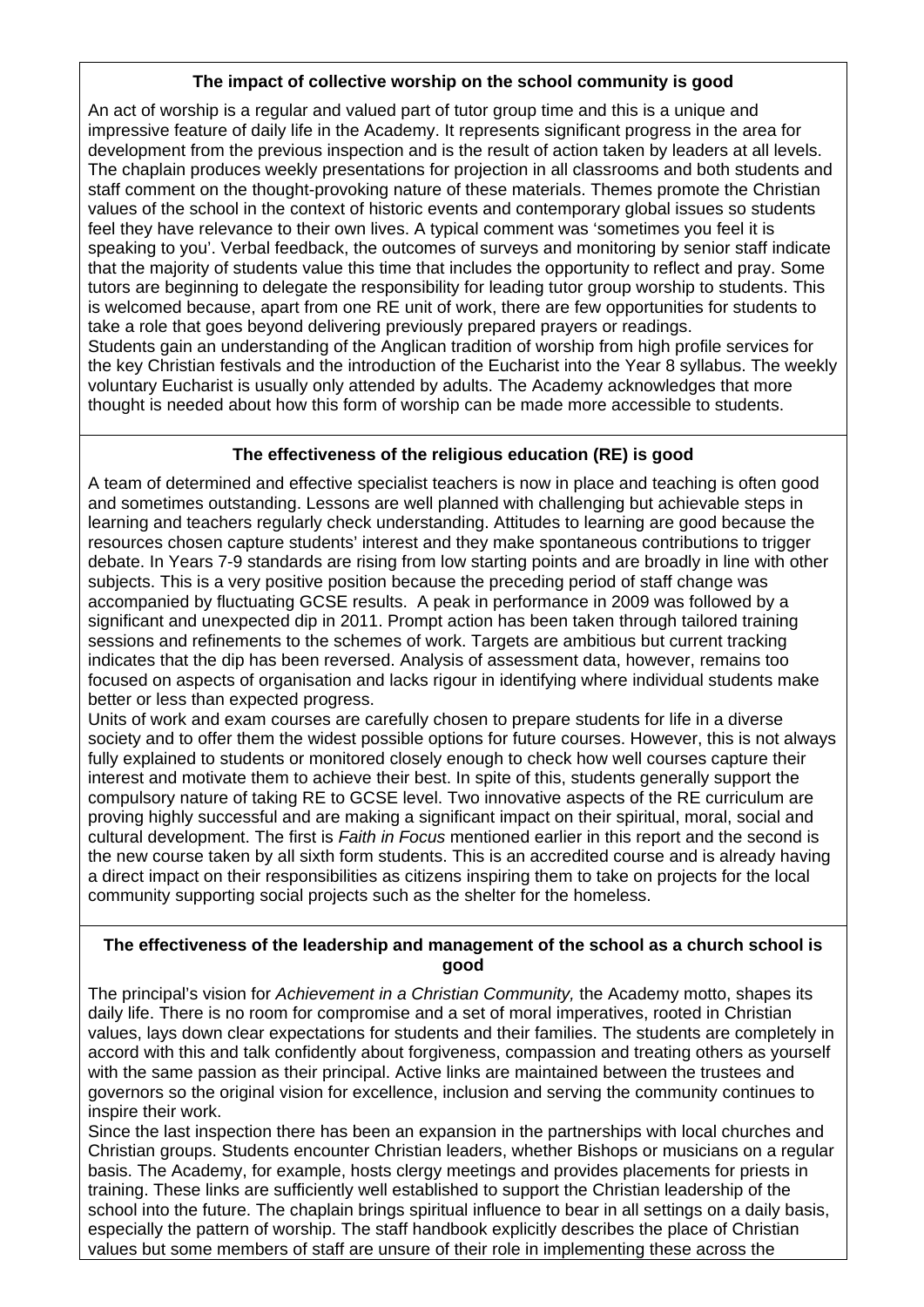### The impact of collective worship on the school community is good

An act of worship is a regular and valued part of tutor group time and this is a unique and impressive feature of daily life in the Academy. It represents significant progress in the area for development from the previous inspection and is the result of action taken by leaders at all levels. The chaplain produces weekly presentations for projection in all classrooms and both students and staff comment on the thought-provoking nature of these materials. Themes promote the Christian values of the school in the context of historic events and contemporary global issues so students feel they have relevance to their own lives. A typical comment was 'sometimes you feel it is speaking to you'. Verbal feedback, the outcomes of surveys and monitoring by senior staff indicate that the majority of students value this time that includes the opportunity to reflect and pray. Some tutors are beginning to delegate the responsibility for leading tutor group worship to students. This is welcomed because, apart from one RE unit of work, there are few opportunities for students to take a role that goes beyond delivering previously prepared prayers or readings.

Students gain an understanding of the Anglican tradition of worship from high profile services for the key Christian festivals and the introduction of the Eucharist into the Year 8 syllabus. The weekly voluntary Eucharist is usually only attended by adults. The Academy acknowledges that more thought is needed about how this form of worship can be made more accessible to students.

### The effectiveness of the religious education (RE) is good

A team of determined and effective specialist teachers is now in place and teaching is often good and sometimes outstanding. Lessons are well planned with challenging but achievable steps in learning and teachers regularly check understanding. Attitudes to learning are good because the resources chosen capture students' interest and they make spontaneous contributions to trigger debate. In Years 7-9 standards are rising from low starting points and are broadly in line with other subjects. This is a very positive position because the preceding period of staff change was accompanied by fluctuating GCSE results. A peak in performance in 2009 was followed by a significant and unexpected dip in 2011. Prompt action has been taken through tailored training sessions and refinements to the schemes of work. Targets are ambitious but current tracking indicates that the dip has been reversed. Analysis of assessment data, however, remains too focused on aspects of organisation and lacks rigour in identifying where individual students make better or less than expected progress.

Units of work and exam courses are carefully chosen to prepare students for life in a diverse society and to offer them the widest possible options for future courses. However, this is not always fully explained to students or monitored closely enough to check how well courses capture their interest and motivate them to achieve their best. In spite of this, students generally support the compulsory nature of taking RE to GCSE level. Two innovative aspects of the RE curriculum are proving highly successful and are making a significant impact on their spiritual, moral, social and cultural development. The first is *Faith in Focus* mentioned earlier in this report and the second is the new course taken by all sixth form students. This is an accredited course and is already having a direct impact on their responsibilities as citizens inspiring them to take on projects for the local community supporting social projects such as the shelter for the homeless.

### The effectiveness of the leadership and management of the school as a church school is good

The principal's vision for *Achievement in a Christian Community,* the Academy motto, shapes its daily life. There is no room for compromise and a set of moral imperatives, rooted in Christian values, lays down clear expectations for students and their families. The students are completely in accord with this and talk confidently about forgiveness, compassion and treating others as yourself with the same passion as their principal. Active links are maintained between the trustees and governors so the original vision for excellence, inclusion and serving the community continues to inspire their work.

Since the last inspection there has been an expansion in the partnerships with local churches and Christian groups. Students encounter Christian leaders, whether Bishops or musicians on a regular basis. The Academy, for example, hosts clergy meetings and provides placements for priests in training. These links are sufficiently well established to support the Christian leadership of the school into the future. The chaplain brings spiritual influence to bear in all settings on a daily basis, especially the pattern of worship. The staff handbook explicitly describes the place of Christian values but some members of staff are unsure of their role in implementing these across the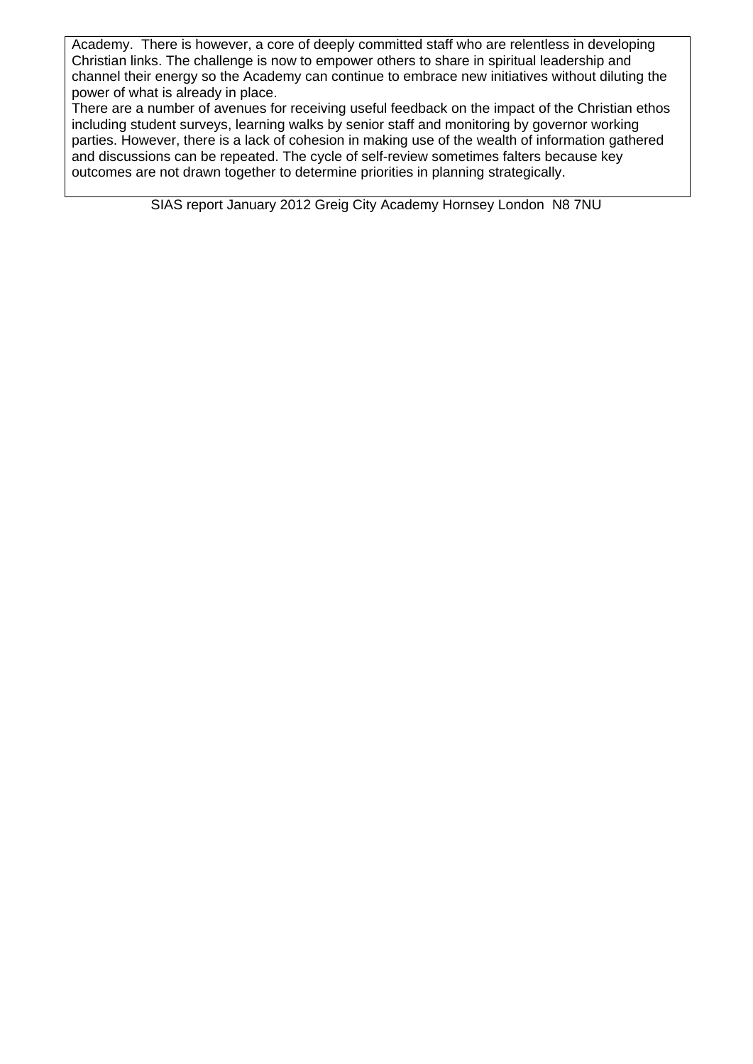Academy. There is however, a core of deeply committed staff who are relentless in developing Christian links. The challenge is now to empower others to share in spiritual leadership and channel their energy so the Academy can continue to embrace new initiatives without diluting the power of what is already in place.

There are a number of avenues for receiving useful feedback on the impact of the Christian ethos including student surveys, learning walks by senior staff and monitoring by governor working parties. However, there is a lack of cohesion in making use of the wealth of information gathered and discussions can be repeated. The cycle of self-review sometimes falters because key outcomes are not drawn together to determine priorities in planning strategically.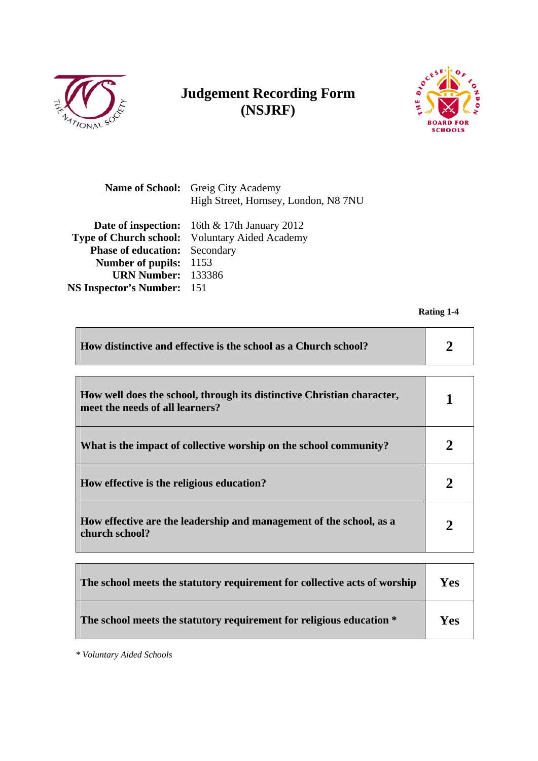# Judgement Recording Form (NSJRF)

**Name of School:** Greig City Academy
High Street, Hornsey, London, N8 7NU

**Date of inspection:** 16th & 17th January 2012
**Type of Church school:** Voluntary Aided Academy
**Phase of education:** Secondary
**Number of pupils:** 1153
**URN Number:** 133386
**NS Inspector's Number:** 151

**Rating 1-4**

| | |
|---|---|
| **How distinctive and effective is the school as a Church school?** | **2** |

| | |
|---|---|
| **How well does the school, through its distinctive Christian character, meet the needs of all learners?** | **1** |
| **What is the impact of collective worship on the school community?** | **2** |
| **How effective is the religious education?** | **2** |
| **How effective are the leadership and management of the school, as a church school?** | **2** |

| | |
|---|---|
| **The school meets the statutory requirement for collective acts of worship** | **Yes** |
| **The school meets the statutory requirement for religious education *** | **Yes** |

*\* Voluntary Aided Schools*